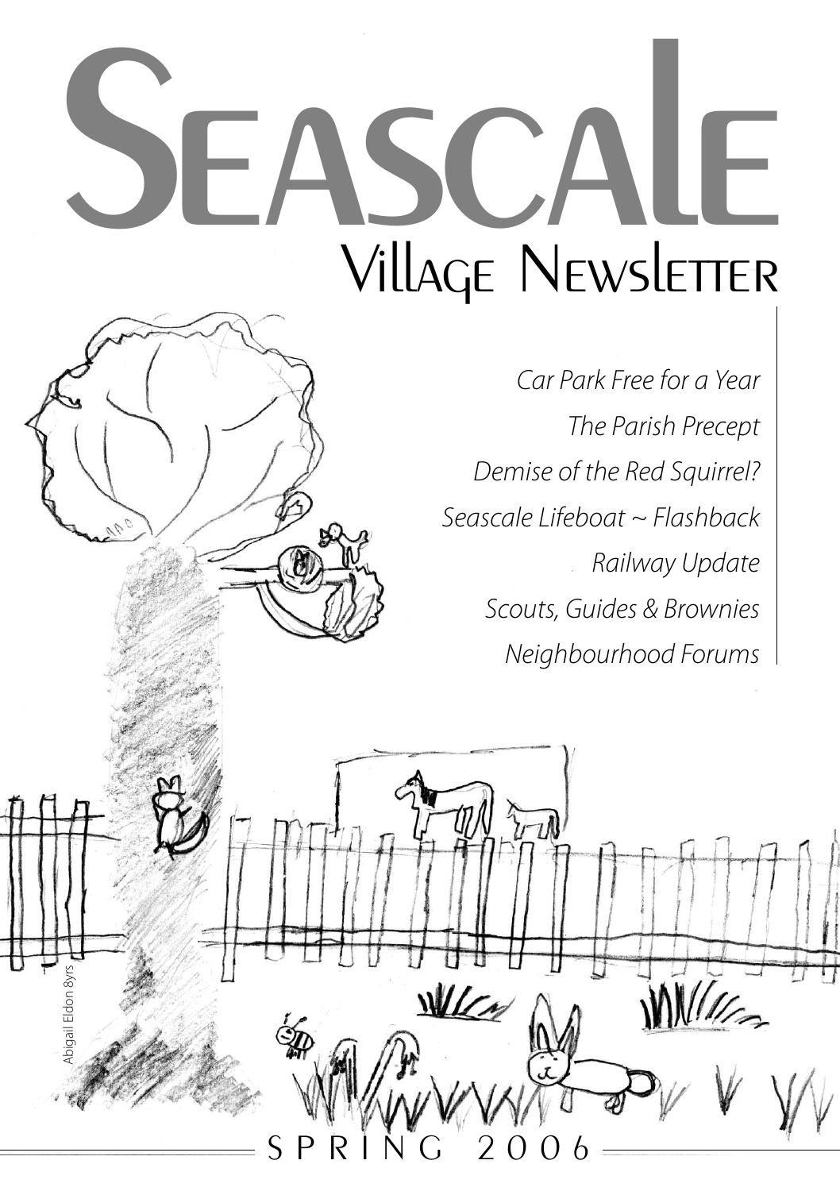# Seascale

## Village Newsletter

*Car Park Free for a Year*

*The Parish Precept*

*Demise of the Red Squirrel?*

*Seascale Lifeboat ~ Flashback*

*Railway Update*

*Scouts, Guides & Brownies*

*Neighbourhood Forums*

Abigail Eldon 8yrs

SPRING 2006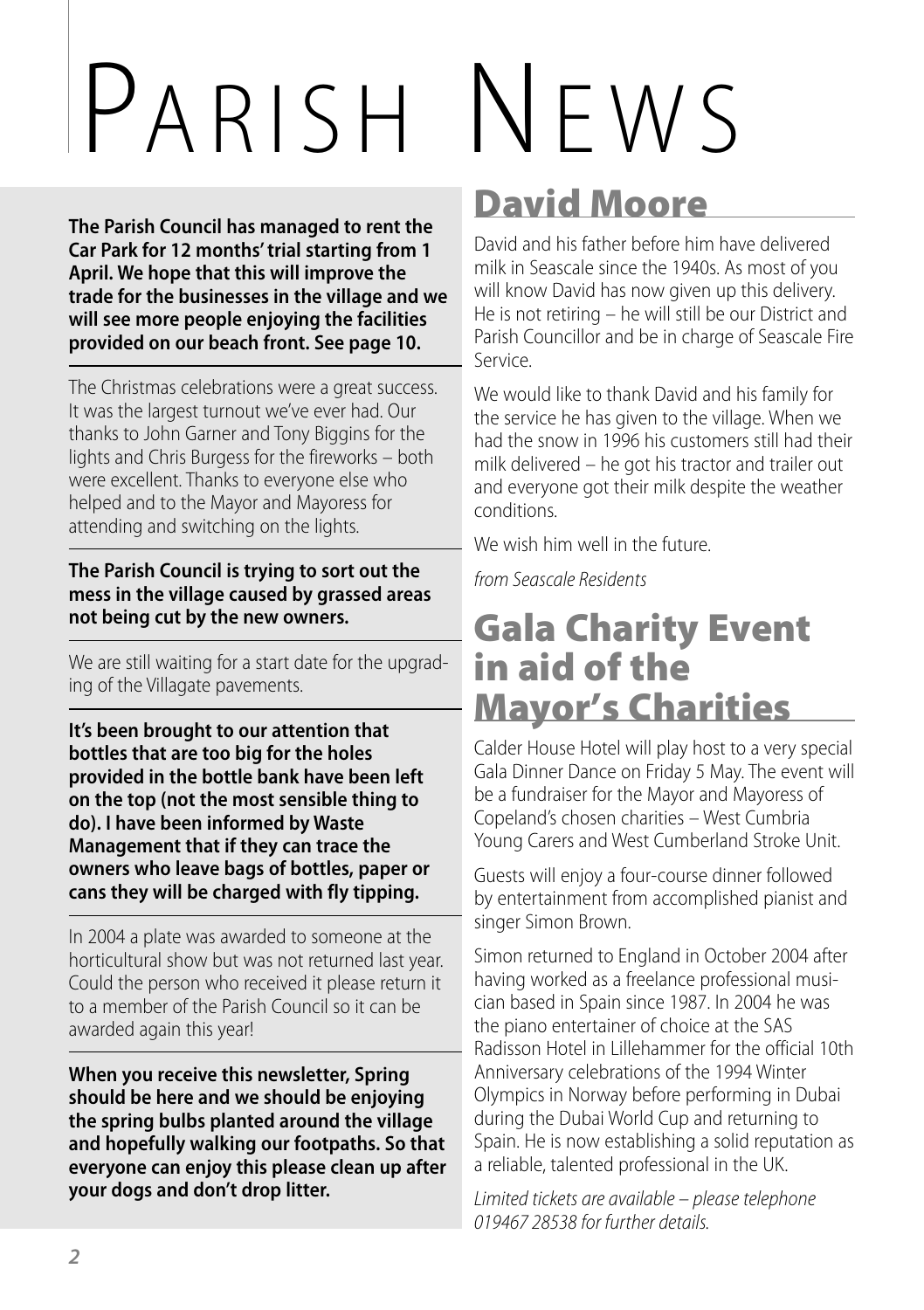# Parish News

**The Parish Council has managed to rent the Car Park for 12 months' trial starting from 1 April. We hope that this will improve the trade for the businesses in the village and we will see more people enjoying the facilities provided on our beach front. See page 10.**

The Christmas celebrations were a great success. It was the largest turnout we've ever had. Our thanks to John Garner and Tony Biggins for the lights and Chris Burgess for the fireworks – both were excellent. Thanks to everyone else who helped and to the Mayor and Mayoress for attending and switching on the lights.

**The Parish Council is trying to sort out the mess in the village caused by grassed areas not being cut by the new owners.**

We are still waiting for a start date for the upgrading of the Villagate pavements.

**It's been brought to our attention that bottles that are too big for the holes provided in the bottle bank have been left on the top (not the most sensible thing to do). I have been informed by Waste Management that if they can trace the owners who leave bags of bottles, paper or cans they will be charged with fly tipping.**

In 2004 a plate was awarded to someone at the horticultural show but was not returned last year. Could the person who received it please return it to a member of the Parish Council so it can be awarded again this year!

**When you receive this newsletter, Spring should be here and we should be enjoying the spring bulbs planted around the village and hopefully walking our footpaths. So that everyone can enjoy this please clean up after your dogs and don't drop litter.**

## David Moore

David and his father before him have delivered milk in Seascale since the 1940s. As most of you will know David has now given up this delivery. He is not retiring – he will still be our District and Parish Councillor and be in charge of Seascale Fire Service.

We would like to thank David and his family for the service he has given to the village. When we had the snow in 1996 his customers still had their milk delivered – he got his tractor and trailer out and everyone got their milk despite the weather conditions.

We wish him well in the future.

*from Seascale Residents*

## Gala Charity Event in aid of the Mayor's Charities

Calder House Hotel will play host to a very special Gala Dinner Dance on Friday 5 May. The event will be a fundraiser for the Mayor and Mayoress of Copeland's chosen charities – West Cumbria Young Carers and West Cumberland Stroke Unit.

Guests will enjoy a four-course dinner followed by entertainment from accomplished pianist and singer Simon Brown.

Simon returned to England in October 2004 after having worked as a freelance professional musician based in Spain since 1987. In 2004 he was the piano entertainer of choice at the SAS Radisson Hotel in Lillehammer for the official 10th Anniversary celebrations of the 1994 Winter Olympics in Norway before performing in Dubai during the Dubai World Cup and returning to Spain. He is now establishing a solid reputation as a reliable, talented professional in the UK.

*Limited tickets are available – please telephone 019467 28538 for further details.*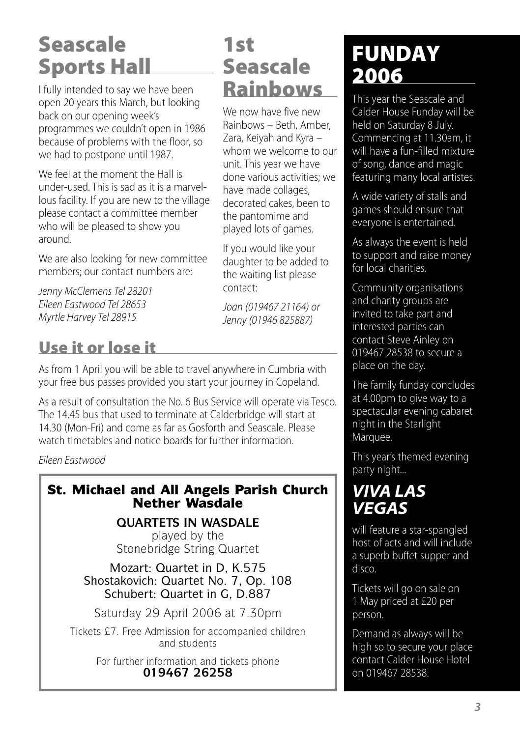# Seascale Sports Hall

I fully intended to say we have been open 20 years this March, but looking back on our opening week's programmes we couldn't open in 1986 because of problems with the floor, so we had to postpone until 1987.

We feel at the moment the Hall is under-used. This is sad as it is a marvellous facility. If you are new to the village please contact a committee member who will be pleased to show you around.

We are also looking for new committee members; our contact numbers are:

*Jenny McClemens Tel 28201*
*Eileen Eastwood Tel 28653*
*Myrtle Harvey Tel 28915*

# 1st Seascale Rainbows

We now have five new Rainbows – Beth, Amber, Zara, Keiyah and Kyra – whom we welcome to our unit. This year we have done various activities; we have made collages, decorated cakes, been to the pantomime and played lots of games.

If you would like your daughter to be added to the waiting list please contact:

*Joan (019467 21164) or Jenny (01946 825887)*

# Use it or lose it

As from 1 April you will be able to travel anywhere in Cumbria with your free bus passes provided you start your journey in Copeland.

As a result of consultation the No. 6 Bus Service will operate via Tesco. The 14.45 bus that used to terminate at Calderbridge will start at 14.30 (Mon-Fri) and come as far as Gosforth and Seascale. Please watch timetables and notice boards for further information.

*Eileen Eastwood*

## St. Michael and All Angels Parish Church Nether Wasdale

**QUARTETS IN WASDALE**

played by the Stonebridge String Quartet

Mozart: Quartet in D, K.575
Shostakovich: Quartet No. 7, Op. 108
Schubert: Quartet in G, D.887

Saturday 29 April 2006 at 7.30pm

Tickets £7. Free Admission for accompanied children and students

For further information and tickets phone
**019467 26258**

# FUNDAY 2006

This year the Seascale and Calder House Funday will be held on Saturday 8 July. Commencing at 11.30am, it will have a fun-filled mixture of song, dance and magic featuring many local artistes.

A wide variety of stalls and games should ensure that everyone is entertained.

As always the event is held to support and raise money for local charities.

Community organisations and charity groups are invited to take part and interested parties can contact Steve Ainley on 019467 28538 to secure a place on the day.

The family funday concludes at 4.00pm to give way to a spectacular evening cabaret night in the Starlight Marquee.

This year's themed evening party night...

## *VIVA LAS VEGAS*

will feature a star-spangled host of acts and will include a superb buffet supper and disco.

Tickets will go on sale on 1 May priced at £20 per person.

Demand as always will be high so to secure your place contact Calder House Hotel on 019467 28538.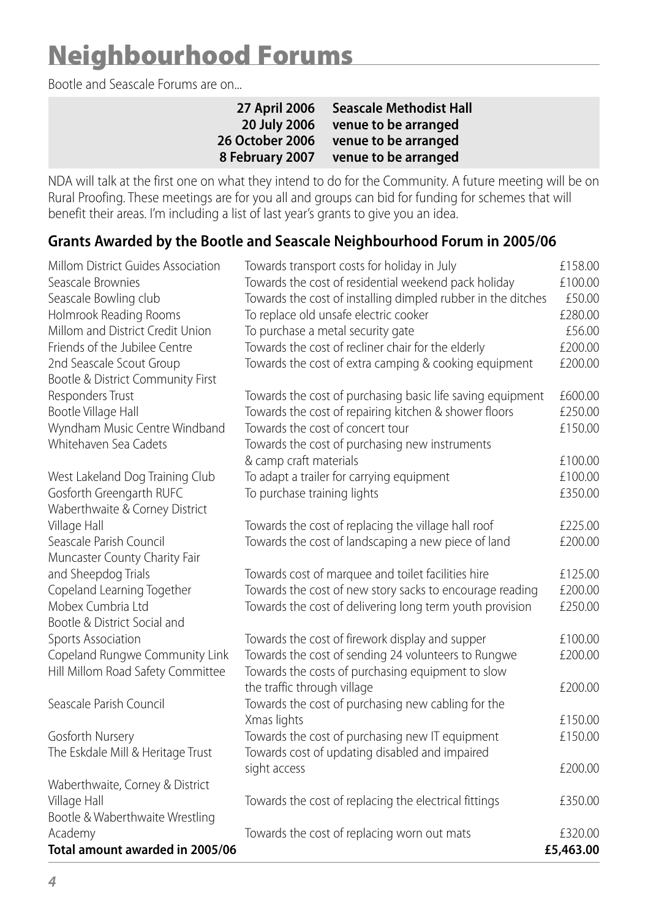# Neighbourhood Forums

Bootle and Seascale Forums are on...

| | |
|---|---|
| **27 April 2006** | **Seascale Methodist Hall** |
| **20 July 2006** | **venue to be arranged** |
| **26 October 2006** | **venue to be arranged** |
| **8 February 2007** | **venue to be arranged** |

NDA will talk at the first one on what they intend to do for the Community. A future meeting will be on Rural Proofing. These meetings are for you all and groups can bid for funding for schemes that will benefit their areas. I'm including a list of last year's grants to give you an idea.

## Grants Awarded by the Bootle and Seascale Neighbourhood Forum in 2005/06

| Organisation | Purpose | Amount |
|---|---|---|
| Millom District Guides Association | Towards transport costs for holiday in July | £158.00 |
| Seascale Brownies | Towards the cost of residential weekend pack holiday | £100.00 |
| Seascale Bowling club | Towards the cost of installing dimpled rubber in the ditches | £50.00 |
| Holmrook Reading Rooms | To replace old unsafe electric cooker | £280.00 |
| Millom and District Credit Union | To purchase a metal security gate | £56.00 |
| Friends of the Jubilee Centre | Towards the cost of recliner chair for the elderly | £200.00 |
| 2nd Seascale Scout Group | Towards the cost of extra camping & cooking equipment | £200.00 |
| Bootle & District Community First Responders Trust | Towards the cost of purchasing basic life saving equipment | £600.00 |
| Bootle Village Hall | Towards the cost of repairing kitchen & shower floors | £250.00 |
| Wyndham Music Centre Windband | Towards the cost of concert tour | £150.00 |
| Whitehaven Sea Cadets | Towards the cost of purchasing new instruments & camp craft materials | £100.00 |
| West Lakeland Dog Training Club | To adapt a trailer for carrying equipment | £100.00 |
| Gosforth Greengarth RUFC | To purchase training lights | £350.00 |
| Waberthwaite & Corney District Village Hall | Towards the cost of replacing the village hall roof | £225.00 |
| Seascale Parish Council | Towards the cost of landscaping a new piece of land | £200.00 |
| Muncaster County Charity Fair and Sheepdog Trials | Towards cost of marquee and toilet facilities hire | £125.00 |
| Copeland Learning Together | Towards the cost of new story sacks to encourage reading | £200.00 |
| Mobex Cumbria Ltd | Towards the cost of delivering long term youth provision | £250.00 |
| Bootle & District Social and Sports Association | Towards the cost of firework display and supper | £100.00 |
| Copeland Rungwe Community Link | Towards the cost of sending 24 volunteers to Rungwe | £200.00 |
| Hill Millom Road Safety Committee | Towards the costs of purchasing equipment to slow the traffic through village | £200.00 |
| Seascale Parish Council | Towards the cost of purchasing new cabling for the Xmas lights | £150.00 |
| Gosforth Nursery | Towards the cost of purchasing new IT equipment | £150.00 |
| The Eskdale Mill & Heritage Trust | Towards cost of updating disabled and impaired sight access | £200.00 |
| Waberthwaite, Corney & District Village Hall | Towards the cost of replacing the electrical fittings | £350.00 |
| Bootle & Waberthwaite Wrestling Academy | Towards the cost of replacing worn out mats | £320.00 |
| **Total amount awarded in 2005/06** | | **£5,463.00** |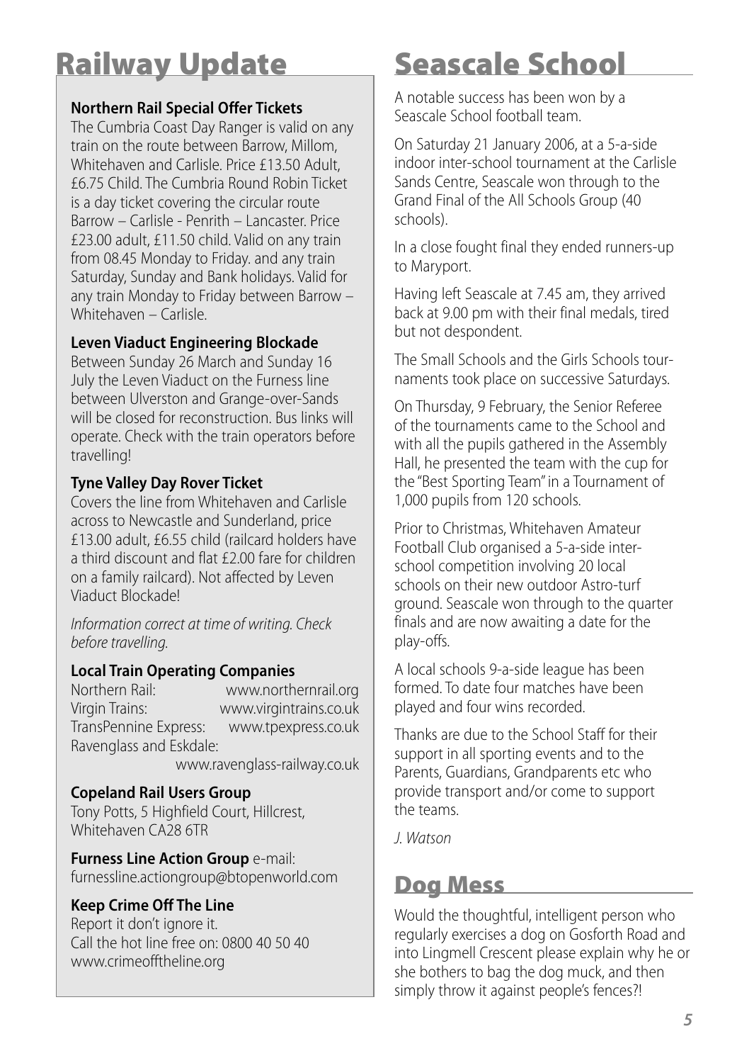# Railway Update

**Northern Rail Special Offer Tickets**

The Cumbria Coast Day Ranger is valid on any train on the route between Barrow, Millom, Whitehaven and Carlisle. Price £13.50 Adult, £6.75 Child. The Cumbria Round Robin Ticket is a day ticket covering the circular route Barrow – Carlisle - Penrith – Lancaster. Price £23.00 adult, £11.50 child. Valid on any train from 08.45 Monday to Friday. and any train Saturday, Sunday and Bank holidays. Valid for any train Monday to Friday between Barrow – Whitehaven – Carlisle.

**Leven Viaduct Engineering Blockade**

Between Sunday 26 March and Sunday 16 July the Leven Viaduct on the Furness line between Ulverston and Grange-over-Sands will be closed for reconstruction. Bus links will operate. Check with the train operators before travelling!

**Tyne Valley Day Rover Ticket**

Covers the line from Whitehaven and Carlisle across to Newcastle and Sunderland, price £13.00 adult, £6.55 child (railcard holders have a third discount and flat £2.00 fare for children on a family railcard). Not affected by Leven Viaduct Blockade!

*Information correct at time of writing. Check before travelling.*

**Local Train Operating Companies**

Northern Rail: www.northernrail.org
Virgin Trains: www.virgintrains.co.uk
TransPennine Express: www.tpexpress.co.uk
Ravenglass and Eskdale: www.ravenglass-railway.co.uk

**Copeland Rail Users Group**

Tony Potts, 5 Highfield Court, Hillcrest, Whitehaven CA28 6TR

**Furness Line Action Group** e-mail: furnessline.actiongroup@btopenworld.com

**Keep Crime Off The Line**

Report it don't ignore it.
Call the hot line free on: 0800 40 50 40
www.crimeofftheline.org

# Seascale School

A notable success has been won by a Seascale School football team.

On Saturday 21 January 2006, at a 5-a-side indoor inter-school tournament at the Carlisle Sands Centre, Seascale won through to the Grand Final of the All Schools Group (40 schools).

In a close fought final they ended runners-up to Maryport.

Having left Seascale at 7.45 am, they arrived back at 9.00 pm with their final medals, tired but not despondent.

The Small Schools and the Girls Schools tournaments took place on successive Saturdays.

On Thursday, 9 February, the Senior Referee of the tournaments came to the School and with all the pupils gathered in the Assembly Hall, he presented the team with the cup for the "Best Sporting Team" in a Tournament of 1,000 pupils from 120 schools.

Prior to Christmas, Whitehaven Amateur Football Club organised a 5-a-side inter-school competition involving 20 local schools on their new outdoor Astro-turf ground. Seascale won through to the quarter finals and are now awaiting a date for the play-offs.

A local schools 9-a-side league has been formed. To date four matches have been played and four wins recorded.

Thanks are due to the School Staff for their support in all sporting events and to the Parents, Guardians, Grandparents etc who provide transport and/or come to support the teams.

*J. Watson*

## Dog Mess

Would the thoughtful, intelligent person who regularly exercises a dog on Gosforth Road and into Lingmell Crescent please explain why he or she bothers to bag the dog muck, and then simply throw it against people's fences?!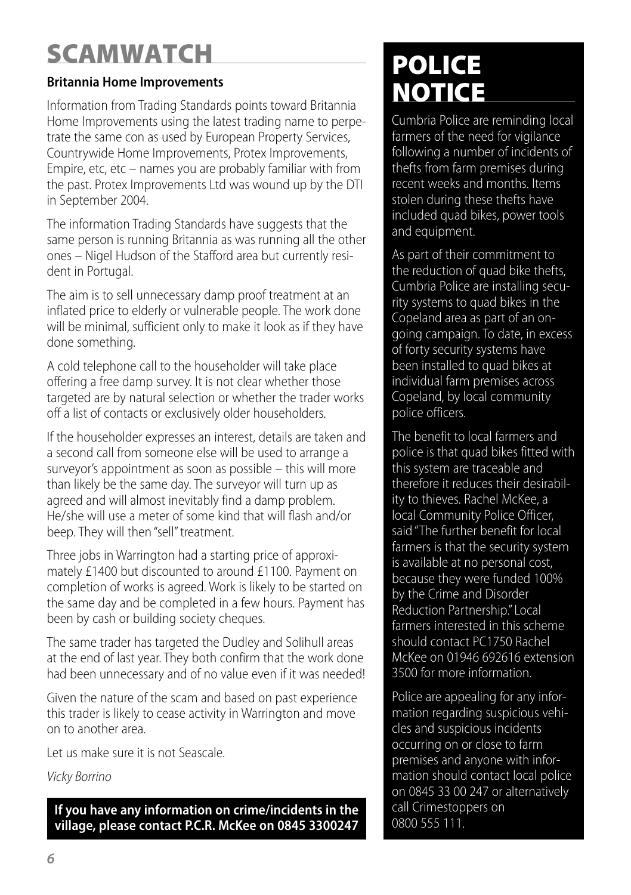# SCAMWATCH

**Britannia Home Improvements**

Information from Trading Standards points toward Britannia Home Improvements using the latest trading name to perpetrate the same con as used by European Property Services, Countrywide Home Improvements, Protex Improvements, Empire, etc, etc – names you are probably familiar with from the past. Protex Improvements Ltd was wound up by the DTI in September 2004.

The information Trading Standards have suggests that the same person is running Britannia as was running all the other ones – Nigel Hudson of the Stafford area but currently resident in Portugal.

The aim is to sell unnecessary damp proof treatment at an inflated price to elderly or vulnerable people. The work done will be minimal, sufficient only to make it look as if they have done something.

A cold telephone call to the householder will take place offering a free damp survey. It is not clear whether those targeted are by natural selection or whether the trader works off a list of contacts or exclusively older householders.

If the householder expresses an interest, details are taken and a second call from someone else will be used to arrange a surveyor's appointment as soon as possible – this will more than likely be the same day. The surveyor will turn up as agreed and will almost inevitably find a damp problem. He/she will use a meter of some kind that will flash and/or beep. They will then "sell" treatment.

Three jobs in Warrington had a starting price of approximately £1400 but discounted to around £1100. Payment on completion of works is agreed. Work is likely to be started on the same day and be completed in a few hours. Payment has been by cash or building society cheques.

The same trader has targeted the Dudley and Solihull areas at the end of last year. They both confirm that the work done had been unnecessary and of no value even if it was needed!

Given the nature of the scam and based on past experience this trader is likely to cease activity in Warrington and move on to another area.

Let us make sure it is not Seascale.

*Vicky Borrino*

**If you have any information on crime/incidents in the village, please contact P.C.R. McKee on 0845 3300247**

# POLICE NOTICE

Cumbria Police are reminding local farmers of the need for vigilance following a number of incidents of thefts from farm premises during recent weeks and months. Items stolen during these thefts have included quad bikes, power tools and equipment.

As part of their commitment to the reduction of quad bike thefts, Cumbria Police are installing security systems to quad bikes in the Copeland area as part of an ongoing campaign. To date, in excess of forty security systems have been installed to quad bikes at individual farm premises across Copeland, by local community police officers.

The benefit to local farmers and police is that quad bikes fitted with this system are traceable and therefore it reduces their desirability to thieves. Rachel McKee, a local Community Police Officer, said "The further benefit for local farmers is that the security system is available at no personal cost, because they were funded 100% by the Crime and Disorder Reduction Partnership." Local farmers interested in this scheme should contact PC1750 Rachel McKee on 01946 692616 extension 3500 for more information.

Police are appealing for any information regarding suspicious vehicles and suspicious incidents occurring on or close to farm premises and anyone with information should contact local police on 0845 33 00 247 or alternatively call Crimestoppers on 0800 555 111.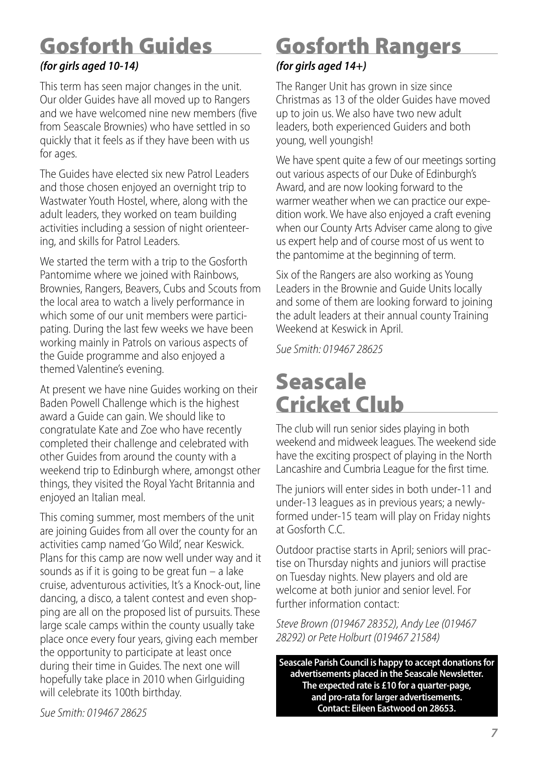# Gosforth Guides

***(for girls aged 10-14)***

This term has seen major changes in the unit. Our older Guides have all moved up to Rangers and we have welcomed nine new members (five from Seascale Brownies) who have settled in so quickly that it feels as if they have been with us for ages.

The Guides have elected six new Patrol Leaders and those chosen enjoyed an overnight trip to Wastwater Youth Hostel, where, along with the adult leaders, they worked on team building activities including a session of night orienteering, and skills for Patrol Leaders.

We started the term with a trip to the Gosforth Pantomime where we joined with Rainbows, Brownies, Rangers, Beavers, Cubs and Scouts from the local area to watch a lively performance in which some of our unit members were participating. During the last few weeks we have been working mainly in Patrols on various aspects of the Guide programme and also enjoyed a themed Valentine's evening.

At present we have nine Guides working on their Baden Powell Challenge which is the highest award a Guide can gain. We should like to congratulate Kate and Zoe who have recently completed their challenge and celebrated with other Guides from around the county with a weekend trip to Edinburgh where, amongst other things, they visited the Royal Yacht Britannia and enjoyed an Italian meal.

This coming summer, most members of the unit are joining Guides from all over the county for an activities camp named 'Go Wild', near Keswick. Plans for this camp are now well under way and it sounds as if it is going to be great fun – a lake cruise, adventurous activities, It's a Knock-out, line dancing, a disco, a talent contest and even shopping are all on the proposed list of pursuits. These large scale camps within the county usually take place once every four years, giving each member the opportunity to participate at least once during their time in Guides. The next one will hopefully take place in 2010 when Girlguiding will celebrate its 100th birthday.

*Sue Smith: 019467 28625*

# Gosforth Rangers

***(for girls aged 14+)***

The Ranger Unit has grown in size since Christmas as 13 of the older Guides have moved up to join us. We also have two new adult leaders, both experienced Guiders and both young, well youngish!

We have spent quite a few of our meetings sorting out various aspects of our Duke of Edinburgh's Award, and are now looking forward to the warmer weather when we can practice our expedition work. We have also enjoyed a craft evening when our County Arts Adviser came along to give us expert help and of course most of us went to the pantomime at the beginning of term.

Six of the Rangers are also working as Young Leaders in the Brownie and Guide Units locally and some of them are looking forward to joining the adult leaders at their annual county Training Weekend at Keswick in April.

*Sue Smith: 019467 28625*

# Seascale Cricket Club

The club will run senior sides playing in both weekend and midweek leagues. The weekend side have the exciting prospect of playing in the North Lancashire and Cumbria League for the first time.

The juniors will enter sides in both under-11 and under-13 leagues as in previous years; a newly-formed under-15 team will play on Friday nights at Gosforth C.C.

Outdoor practise starts in April; seniors will practise on Thursday nights and juniors will practise on Tuesday nights. New players and old are welcome at both junior and senior level. For further information contact:

*Steve Brown (019467 28352), Andy Lee (019467 28292) or Pete Holburt (019467 21584)*

**Seascale Parish Council is happy to accept donations for advertisements placed in the Seascale Newsletter. The expected rate is £10 for a quarter-page, and pro-rata for larger advertisements. Contact: Eileen Eastwood on 28653.**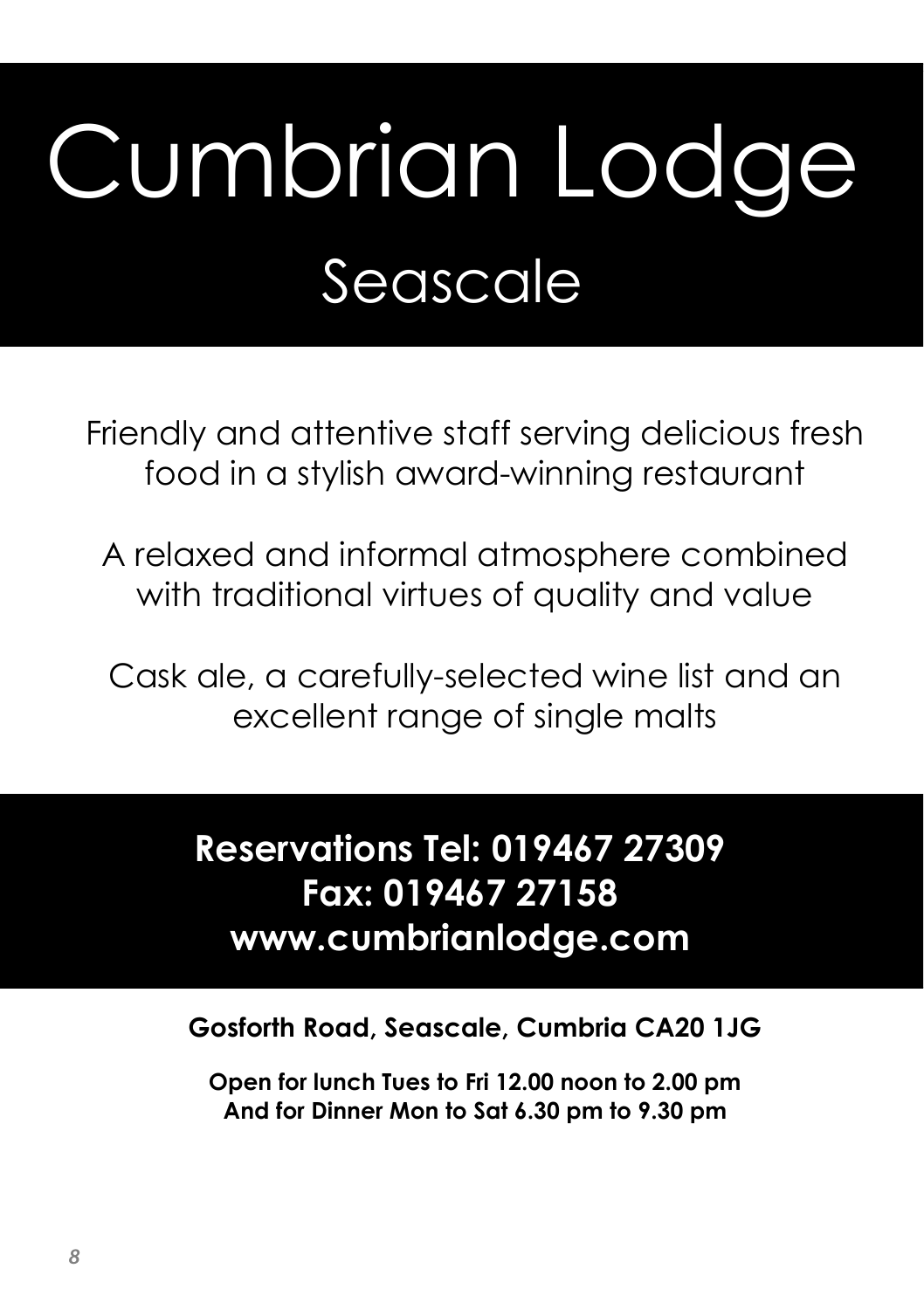# Cumbrian Lodge

## Seascale

Friendly and attentive staff serving delicious fresh food in a stylish award-winning restaurant

A relaxed and informal atmosphere combined with traditional virtues of quality and value

Cask ale, a carefully-selected wine list and an excellent range of single malts

**Reservations Tel: 019467 27309**
**Fax: 019467 27158**
**www.cumbrianlodge.com**

**Gosforth Road, Seascale, Cumbria CA20 1JG**

**Open for lunch Tues to Fri 12.00 noon to 2.00 pm**
**And for Dinner Mon to Sat 6.30 pm to 9.30 pm**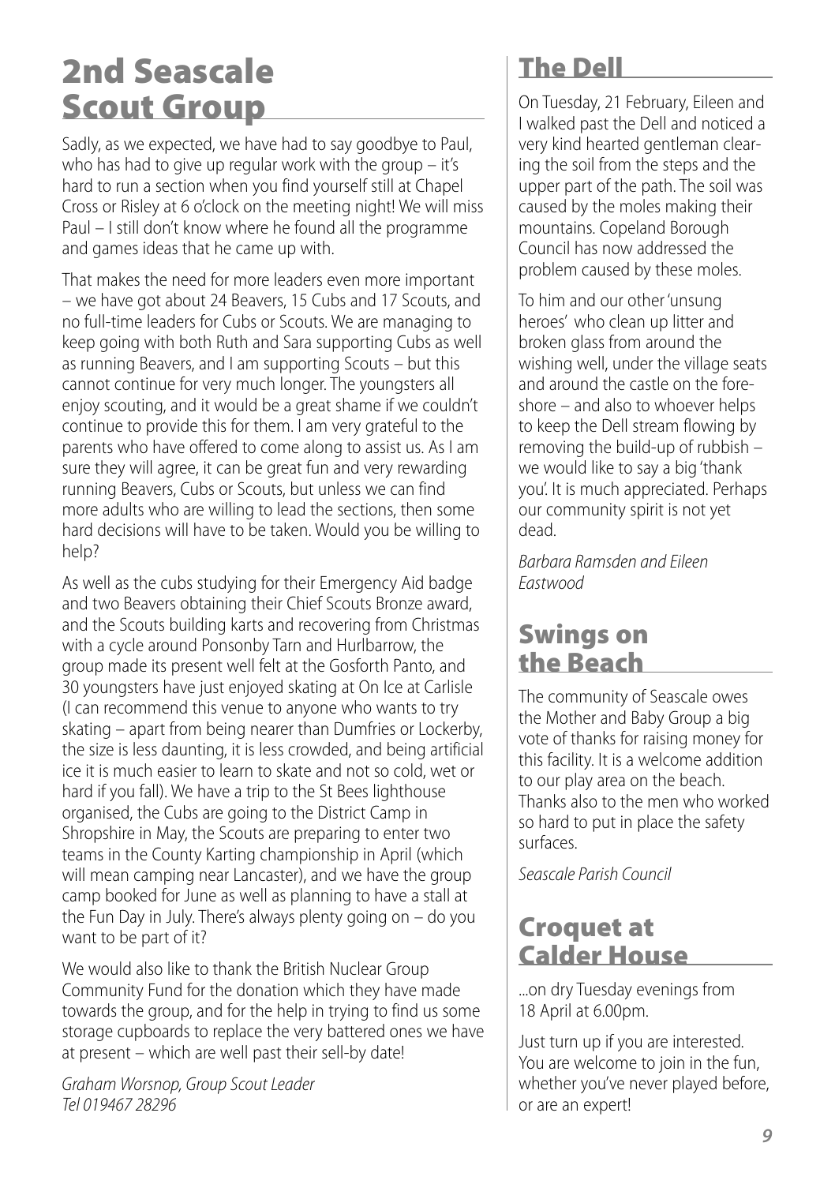## 2nd Seascale Scout Group

Sadly, as we expected, we have had to say goodbye to Paul, who has had to give up regular work with the group – it's hard to run a section when you find yourself still at Chapel Cross or Risley at 6 o'clock on the meeting night! We will miss Paul – I still don't know where he found all the programme and games ideas that he came up with.

That makes the need for more leaders even more important – we have got about 24 Beavers, 15 Cubs and 17 Scouts, and no full-time leaders for Cubs or Scouts. We are managing to keep going with both Ruth and Sara supporting Cubs as well as running Beavers, and I am supporting Scouts – but this cannot continue for very much longer. The youngsters all enjoy scouting, and it would be a great shame if we couldn't continue to provide this for them. I am very grateful to the parents who have offered to come along to assist us. As I am sure they will agree, it can be great fun and very rewarding running Beavers, Cubs or Scouts, but unless we can find more adults who are willing to lead the sections, then some hard decisions will have to be taken. Would you be willing to help?

As well as the cubs studying for their Emergency Aid badge and two Beavers obtaining their Chief Scouts Bronze award, and the Scouts building karts and recovering from Christmas with a cycle around Ponsonby Tarn and Hurlbarrow, the group made its present well felt at the Gosforth Panto, and 30 youngsters have just enjoyed skating at On Ice at Carlisle (I can recommend this venue to anyone who wants to try skating – apart from being nearer than Dumfries or Lockerby, the size is less daunting, it is less crowded, and being artificial ice it is much easier to learn to skate and not so cold, wet or hard if you fall). We have a trip to the St Bees lighthouse organised, the Cubs are going to the District Camp in Shropshire in May, the Scouts are preparing to enter two teams in the County Karting championship in April (which will mean camping near Lancaster), and we have the group camp booked for June as well as planning to have a stall at the Fun Day in July. There's always plenty going on – do you want to be part of it?

We would also like to thank the British Nuclear Group Community Fund for the donation which they have made towards the group, and for the help in trying to find us some storage cupboards to replace the very battered ones we have at present – which are well past their sell-by date!

*Graham Worsnop, Group Scout Leader*
*Tel 019467 28296*

## The Dell

On Tuesday, 21 February, Eileen and I walked past the Dell and noticed a very kind hearted gentleman clearing the soil from the steps and the upper part of the path. The soil was caused by the moles making their mountains. Copeland Borough Council has now addressed the problem caused by these moles.

To him and our other 'unsung heroes' who clean up litter and broken glass from around the wishing well, under the village seats and around the castle on the foreshore – and also to whoever helps to keep the Dell stream flowing by removing the build-up of rubbish – we would like to say a big 'thank you'. It is much appreciated. Perhaps our community spirit is not yet dead.

*Barbara Ramsden and Eileen Eastwood*

## Swings on the Beach

The community of Seascale owes the Mother and Baby Group a big vote of thanks for raising money for this facility. It is a welcome addition to our play area on the beach. Thanks also to the men who worked so hard to put in place the safety surfaces.

*Seascale Parish Council*

## Croquet at Calder House

...on dry Tuesday evenings from 18 April at 6.00pm.

Just turn up if you are interested. You are welcome to join in the fun, whether you've never played before, or are an expert!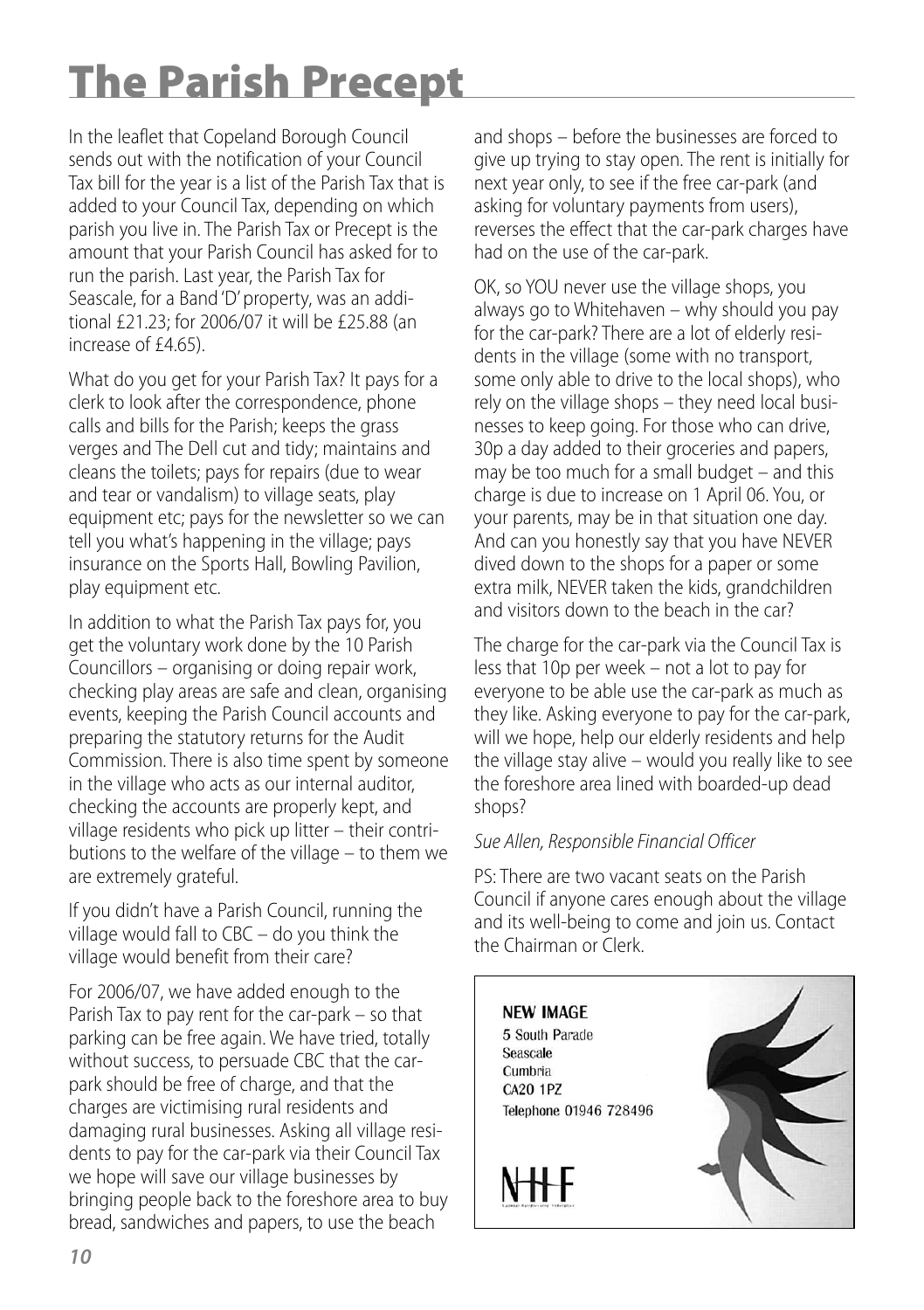# The Parish Precept

In the leaflet that Copeland Borough Council sends out with the notification of your Council Tax bill for the year is a list of the Parish Tax that is added to your Council Tax, depending on which parish you live in. The Parish Tax or Precept is the amount that your Parish Council has asked for to run the parish. Last year, the Parish Tax for Seascale, for a Band 'D' property, was an additional £21.23; for 2006/07 it will be £25.88 (an increase of £4.65).

What do you get for your Parish Tax? It pays for a clerk to look after the correspondence, phone calls and bills for the Parish; keeps the grass verges and The Dell cut and tidy; maintains and cleans the toilets; pays for repairs (due to wear and tear or vandalism) to village seats, play equipment etc; pays for the newsletter so we can tell you what's happening in the village; pays insurance on the Sports Hall, Bowling Pavilion, play equipment etc.

In addition to what the Parish Tax pays for, you get the voluntary work done by the 10 Parish Councillors – organising or doing repair work, checking play areas are safe and clean, organising events, keeping the Parish Council accounts and preparing the statutory returns for the Audit Commission. There is also time spent by someone in the village who acts as our internal auditor, checking the accounts are properly kept, and village residents who pick up litter – their contributions to the welfare of the village – to them we are extremely grateful.

If you didn't have a Parish Council, running the village would fall to CBC – do you think the village would benefit from their care?

For 2006/07, we have added enough to the Parish Tax to pay rent for the car-park – so that parking can be free again. We have tried, totally without success, to persuade CBC that the car-park should be free of charge, and that the charges are victimising rural residents and damaging rural businesses. Asking all village residents to pay for the car-park via their Council Tax we hope will save our village businesses by bringing people back to the foreshore area to buy bread, sandwiches and papers, to use the beach and shops – before the businesses are forced to give up trying to stay open. The rent is initially for next year only, to see if the free car-park (and asking for voluntary payments from users), reverses the effect that the car-park charges have had on the use of the car-park.

OK, so YOU never use the village shops, you always go to Whitehaven – why should you pay for the car-park? There are a lot of elderly residents in the village (some with no transport, some only able to drive to the local shops), who rely on the village shops – they need local businesses to keep going. For those who can drive, 30p a day added to their groceries and papers, may be too much for a small budget – and this charge is due to increase on 1 April 06. You, or your parents, may be in that situation one day. And can you honestly say that you have NEVER dived down to the shops for a paper or some extra milk, NEVER taken the kids, grandchildren and visitors down to the beach in the car?

The charge for the car-park via the Council Tax is less that 10p per week – not a lot to pay for everyone to be able use the car-park as much as they like. Asking everyone to pay for the car-park, will we hope, help our elderly residents and help the village stay alive – would you really like to see the foreshore area lined with boarded-up dead shops?

*Sue Allen, Responsible Financial Officer*

PS: There are two vacant seats on the Parish Council if anyone cares enough about the village and its well-being to come and join us. Contact the Chairman or Clerk.

**NEW IMAGE**
5 South Parade
Seascale
Cumbria
CA20 1PZ
Telephone 01946 728496

NHF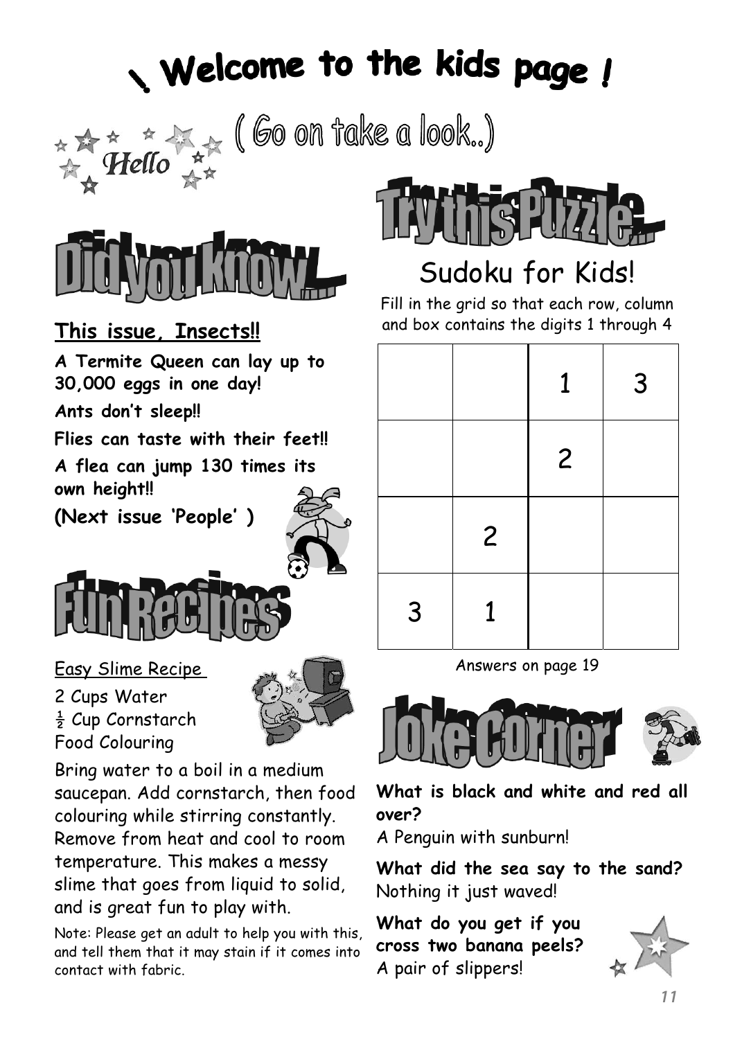# Welcome to the kids page !

Hello ( Go on take a look..)

## Did you know...

**This issue, Insects!!**

**A Termite Queen can lay up to 30,000 eggs in one day!**

**Ants don't sleep!!**

**Flies can taste with their feet!!**

**A flea can jump 130 times its own height!!**

**(Next issue 'People' )**

## Fun Recipes

Easy Slime Recipe

2 Cups Water
½ Cup Cornstarch
Food Colouring

Bring water to a boil in a medium saucepan. Add cornstarch, then food colouring while stirring constantly. Remove from heat and cool to room temperature. This makes a messy slime that goes from liquid to solid, and is great fun to play with.

Note: Please get an adult to help you with this, and tell them that it may stain if it comes into contact with fabric.

## Try this Puzzle...

### Sudoku for Kids!

Fill in the grid so that each row, column and box contains the digits 1 through 4

| | | | |
|---|---|---|---|
| | | 1 | 3 |
| | | 2 | |
| | 2 | | |
| 3 | 1 | | |

Answers on page 19

## Joke Corner

**What is black and white and red all over?**
A Penguin with sunburn!

**What did the sea say to the sand?**
Nothing it just waved!

**What do you get if you cross two banana peels?**
A pair of slippers!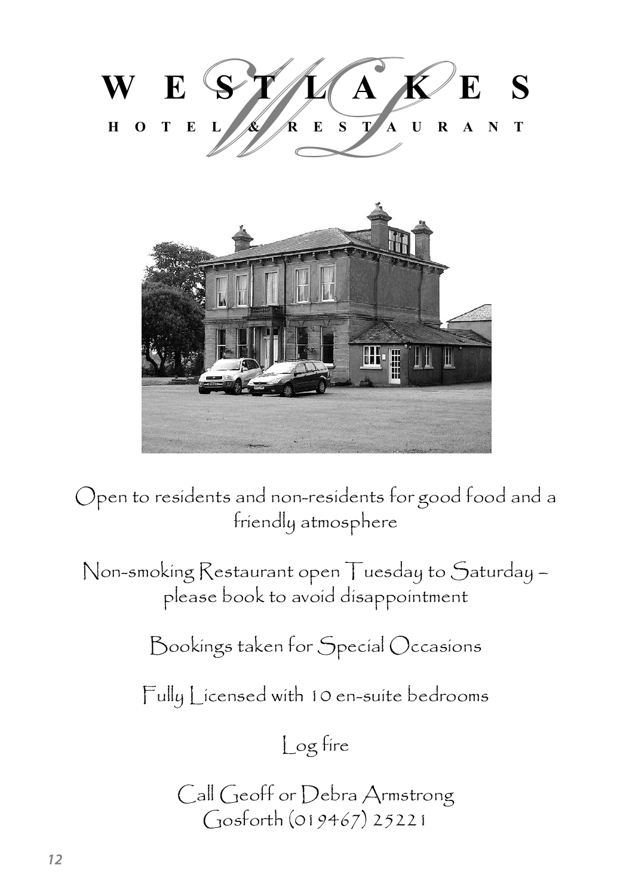# WESTLAKES

**HOTEL & RESTAURANT**

Open to residents and non-residents for good food and a friendly atmosphere

Non-smoking Restaurant open Tuesday to Saturday – please book to avoid disappointment

Bookings taken for Special Occasions

Fully Licensed with 10 en-suite bedrooms

Log fire

Call Geoff or Debra Armstrong
Gosforth (019467) 25221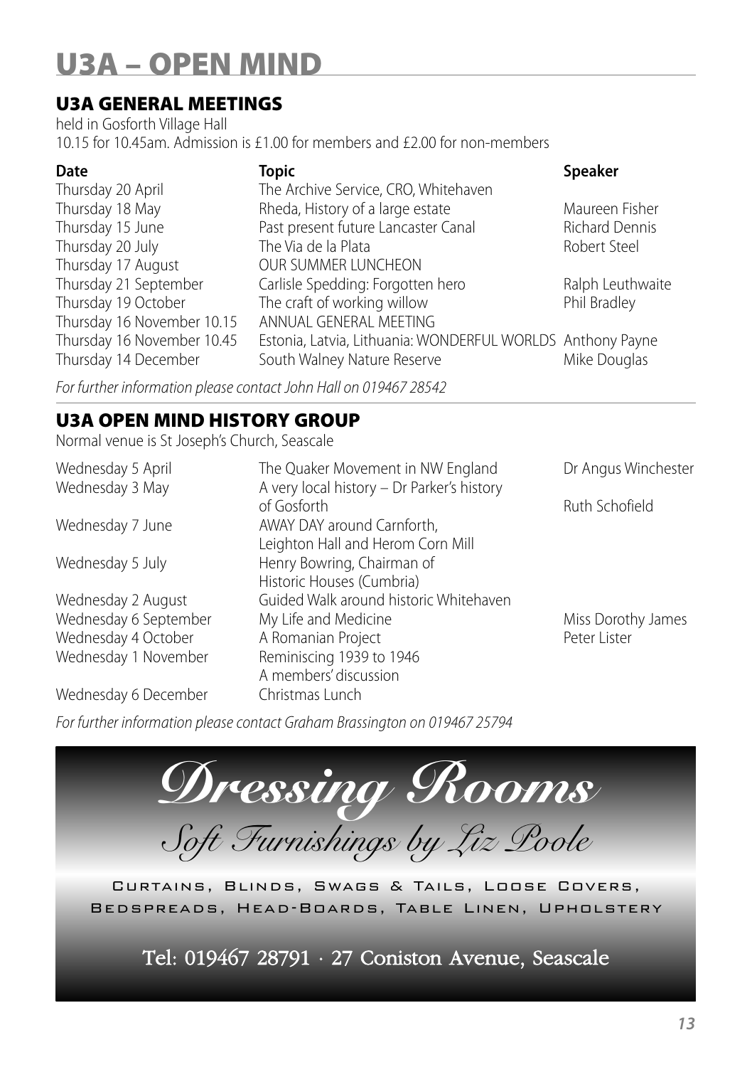# U3A – OPEN MIND

## U3A GENERAL MEETINGS

held in Gosforth Village Hall
10.15 for 10.45am. Admission is £1.00 for members and £2.00 for non-members

| Date | Topic | Speaker |
|---|---|---|
| Thursday 20 April | The Archive Service, CRO, Whitehaven | |
| Thursday 18 May | Rheda, History of a large estate | Maureen Fisher |
| Thursday 15 June | Past present future Lancaster Canal | Richard Dennis |
| Thursday 20 July | The Via de la Plata | Robert Steel |
| Thursday 17 August | OUR SUMMER LUNCHEON | |
| Thursday 21 September | Carlisle Spedding: Forgotten hero | Ralph Leuthwaite |
| Thursday 19 October | The craft of working willow | Phil Bradley |
| Thursday 16 November 10.15 | ANNUAL GENERAL MEETING | |
| Thursday 16 November 10.45 | Estonia, Latvia, Lithuania: WONDERFUL WORLDS | Anthony Payne |
| Thursday 14 December | South Walney Nature Reserve | Mike Douglas |

*For further information please contact John Hall on 019467 28542*

## U3A OPEN MIND HISTORY GROUP

Normal venue is St Joseph's Church, Seascale

| | | |
|---|---|---|
| Wednesday 5 April | The Quaker Movement in NW England | Dr Angus Winchester |
| Wednesday 3 May | A very local history – Dr Parker's history of Gosforth | Ruth Schofield |
| Wednesday 7 June | AWAY DAY around Carnforth, Leighton Hall and Herom Corn Mill | |
| Wednesday 5 July | Henry Bowring, Chairman of Historic Houses (Cumbria) | |
| Wednesday 2 August | Guided Walk around historic Whitehaven | |
| Wednesday 6 September | My Life and Medicine | Miss Dorothy James |
| Wednesday 4 October | A Romanian Project | Peter Lister |
| Wednesday 1 November | Reminiscing 1939 to 1946 A members' discussion | |
| Wednesday 6 December | Christmas Lunch | |

*For further information please contact Graham Brassington on 019467 25794*

**Dressing Rooms**

*Soft Furnishings by Liz Poole*

CURTAINS, BLINDS, SWAGS & TAILS, LOOSE COVERS, BEDSPREADS, HEAD-BOARDS, TABLE LINEN, UPHOLSTERY

Tel: 019467 28791 · 27 Coniston Avenue, Seascale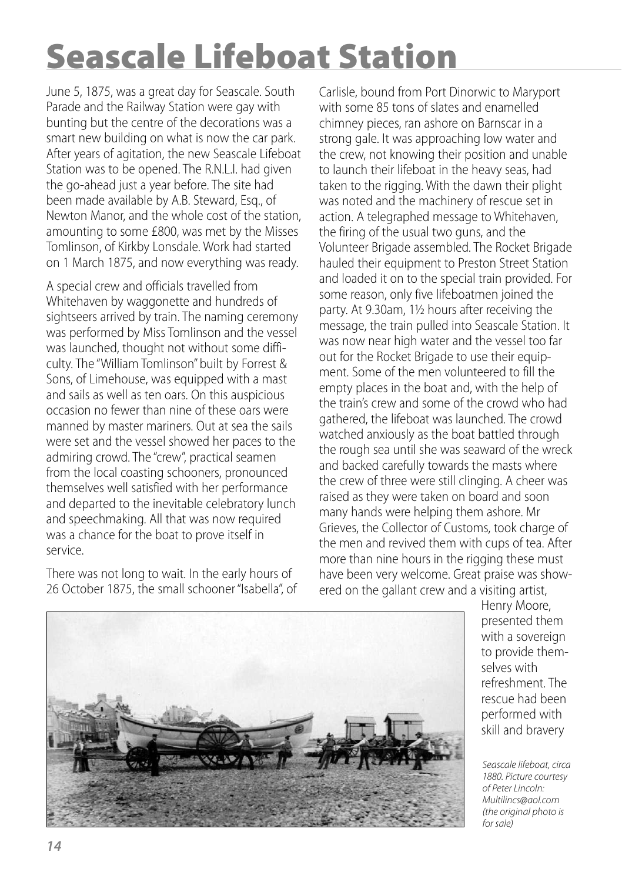# Seascale Lifeboat Station

June 5, 1875, was a great day for Seascale. South Parade and the Railway Station were gay with bunting but the centre of the decorations was a smart new building on what is now the car park. After years of agitation, the new Seascale Lifeboat Station was to be opened. The R.N.L.I. had given the go-ahead just a year before. The site had been made available by A.B. Steward, Esq., of Newton Manor, and the whole cost of the station, amounting to some £800, was met by the Misses Tomlinson, of Kirkby Lonsdale. Work had started on 1 March 1875, and now everything was ready.

A special crew and officials travelled from Whitehaven by waggonette and hundreds of sightseers arrived by train. The naming ceremony was performed by Miss Tomlinson and the vessel was launched, thought not without some difficulty. The "William Tomlinson" built by Forrest & Sons, of Limehouse, was equipped with a mast and sails as well as ten oars. On this auspicious occasion no fewer than nine of these oars were manned by master mariners. Out at sea the sails were set and the vessel showed her paces to the admiring crowd. The "crew", practical seamen from the local coasting schooners, pronounced themselves well satisfied with her performance and departed to the inevitable celebratory lunch and speechmaking. All that was now required was a chance for the boat to prove itself in service.

There was not long to wait. In the early hours of 26 October 1875, the small schooner "Isabella", of Carlisle, bound from Port Dinorwic to Maryport with some 85 tons of slates and enamelled chimney pieces, ran ashore on Barnscar in a strong gale. It was approaching low water and the crew, not knowing their position and unable to launch their lifeboat in the heavy seas, had taken to the rigging. With the dawn their plight was noted and the machinery of rescue set in action. A telegraphed message to Whitehaven, the firing of the usual two guns, and the Volunteer Brigade assembled. The Rocket Brigade hauled their equipment to Preston Street Station and loaded it on to the special train provided. For some reason, only five lifeboatmen joined the party. At 9.30am, 1½ hours after receiving the message, the train pulled into Seascale Station. It was now near high water and the vessel too far out for the Rocket Brigade to use their equipment. Some of the men volunteered to fill the empty places in the boat and, with the help of the train's crew and some of the crowd who had gathered, the lifeboat was launched. The crowd watched anxiously as the boat battled through the rough sea until she was seaward of the wreck and backed carefully towards the masts where the crew of three were still clinging. A cheer was raised as they were taken on board and soon many hands were helping them ashore. Mr Grieves, the Collector of Customs, took charge of the men and revived them with cups of tea. After more than nine hours in the rigging these must have been very welcome. Great praise was showered on the gallant crew and a visiting artist, Henry Moore, presented them with a sovereign to provide themselves with refreshment. The rescue had been performed with skill and bravery

*Seascale lifeboat, circa 1880. Picture courtesy of Peter Lincoln: Multilincs@aol.com (the original photo is for sale)*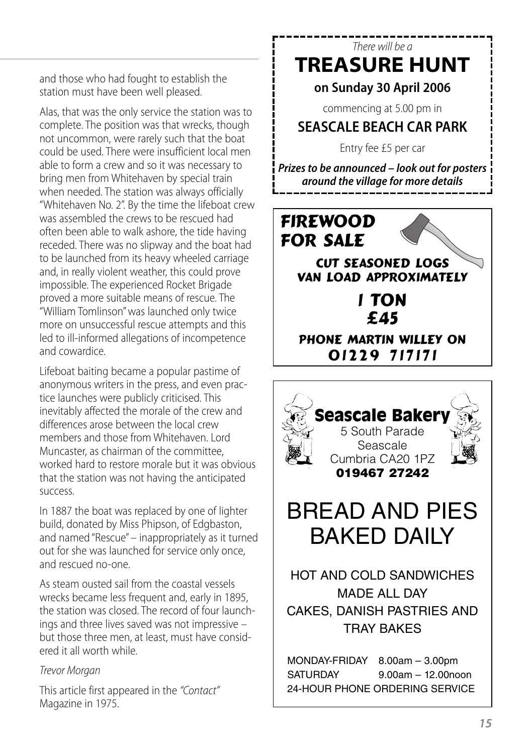and those who had fought to establish the station must have been well pleased.

Alas, that was the only service the station was to complete. The position was that wrecks, though not uncommon, were rarely such that the boat could be used. There were insufficient local men able to form a crew and so it was necessary to bring men from Whitehaven by special train when needed. The station was always officially "Whitehaven No. 2". By the time the lifeboat crew was assembled the crews to be rescued had often been able to walk ashore, the tide having receded. There was no slipway and the boat had to be launched from its heavy wheeled carriage and, in really violent weather, this could prove impossible. The experienced Rocket Brigade proved a more suitable means of rescue. The "William Tomlinson" was launched only twice more on unsuccessful rescue attempts and this led to ill-informed allegations of incompetence and cowardice.

Lifeboat baiting became a popular pastime of anonymous writers in the press, and even practice launches were publicly criticised. This inevitably affected the morale of the crew and differences arose between the local crew members and those from Whitehaven. Lord Muncaster, as chairman of the committee, worked hard to restore morale but it was obvious that the station was not having the anticipated success.

In 1887 the boat was replaced by one of lighter build, donated by Miss Phipson, of Edgbaston, and named "Rescue" – inappropriately as it turned out for she was launched for service only once, and rescued no-one.

As steam ousted sail from the coastal vessels wrecks became less frequent and, early in 1895, the station was closed. The record of four launchings and three lives saved was not impressive – but those three men, at least, must have considered it all worth while.

*Trevor Morgan*

This article first appeared in the *"Contact"* Magazine in 1975.

---

*There will be a*

# TREASURE HUNT

**on Sunday 30 April 2006**

commencing at 5.00 pm in

**SEASCALE BEACH CAR PARK**

Entry fee £5 per car

***Prizes to be announced – look out for posters around the village for more details***

---

## FIREWOOD FOR SALE

**CUT SEASONED LOGS**
**VAN LOAD APPROXIMATELY**

**1 TON**
**£45**

**PHONE MARTIN WILLEY ON**
**01229 717171**

---

## Seascale Bakery

5 South Parade
Seascale
Cumbria CA20 1PZ
**019467 27242**

# BREAD AND PIES BAKED DAILY

HOT AND COLD SANDWICHES MADE ALL DAY
CAKES, DANISH PASTRIES AND TRAY BAKES

MONDAY-FRIDAY 8.00am – 3.00pm
SATURDAY 9.00am – 12.00noon
24-HOUR PHONE ORDERING SERVICE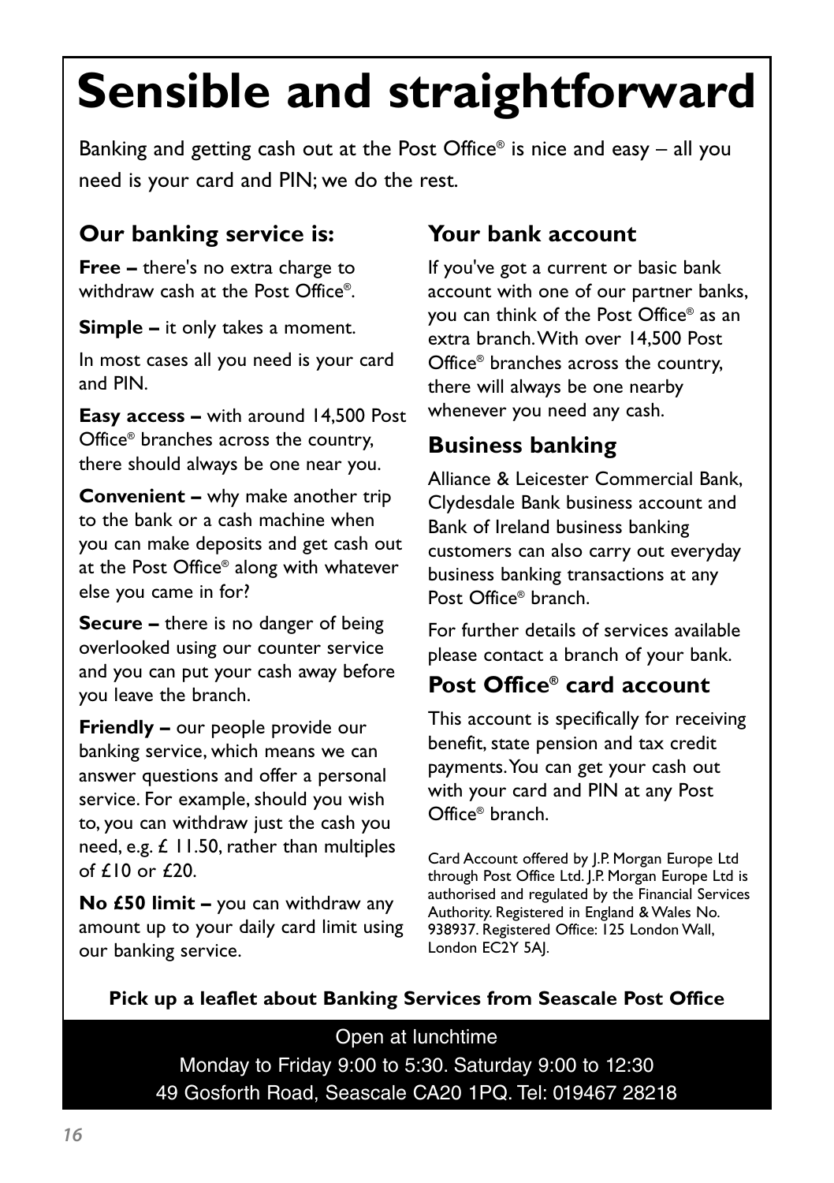# Sensible and straightforward

Banking and getting cash out at the Post Office® is nice and easy – all you need is your card and PIN; we do the rest.

## Our banking service is:

**Free –** there's no extra charge to withdraw cash at the Post Office®.

**Simple –** it only takes a moment.

In most cases all you need is your card and PIN.

**Easy access –** with around 14,500 Post Office® branches across the country, there should always be one near you.

**Convenient –** why make another trip to the bank or a cash machine when you can make deposits and get cash out at the Post Office® along with whatever else you came in for?

**Secure –** there is no danger of being overlooked using our counter service and you can put your cash away before you leave the branch.

**Friendly –** our people provide our banking service, which means we can answer questions and offer a personal service. For example, should you wish to, you can withdraw just the cash you need, e.g. £ 11.50, rather than multiples of £10 or £20.

**No £50 limit –** you can withdraw any amount up to your daily card limit using our banking service.

## Your bank account

If you've got a current or basic bank account with one of our partner banks, you can think of the Post Office® as an extra branch. With over 14,500 Post Office® branches across the country, there will always be one nearby whenever you need any cash.

## Business banking

Alliance & Leicester Commercial Bank, Clydesdale Bank business account and Bank of Ireland business banking customers can also carry out everyday business banking transactions at any Post Office® branch.

For further details of services available please contact a branch of your bank.

## Post Office® card account

This account is specifically for receiving benefit, state pension and tax credit payments. You can get your cash out with your card and PIN at any Post Office® branch.

Card Account offered by J.P. Morgan Europe Ltd through Post Office Ltd. J.P. Morgan Europe Ltd is authorised and regulated by the Financial Services Authority. Registered in England & Wales No. 938937. Registered Office: 125 London Wall, London EC2Y 5AJ.

**Pick up a leaflet about Banking Services from Seascale Post Office**

Open at lunchtime

Monday to Friday 9:00 to 5:30. Saturday 9:00 to 12:30

49 Gosforth Road, Seascale CA20 1PQ. Tel: 019467 28218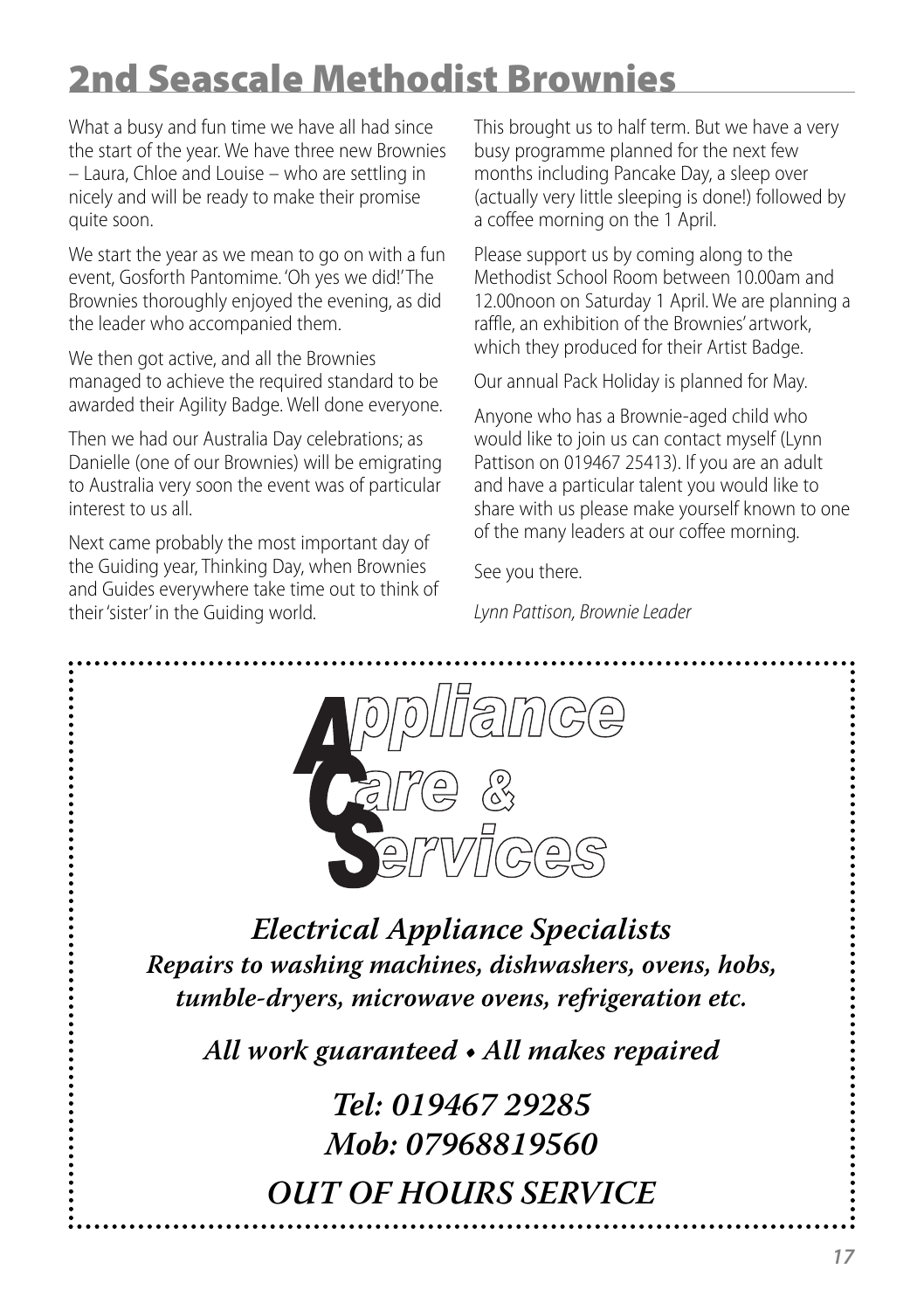# 2nd Seascale Methodist Brownies

What a busy and fun time we have all had since the start of the year. We have three new Brownies – Laura, Chloe and Louise – who are settling in nicely and will be ready to make their promise quite soon.

We start the year as we mean to go on with a fun event, Gosforth Pantomime. 'Oh yes we did!' The Brownies thoroughly enjoyed the evening, as did the leader who accompanied them.

We then got active, and all the Brownies managed to achieve the required standard to be awarded their Agility Badge. Well done everyone.

Then we had our Australia Day celebrations; as Danielle (one of our Brownies) will be emigrating to Australia very soon the event was of particular interest to us all.

Next came probably the most important day of the Guiding year, Thinking Day, when Brownies and Guides everywhere take time out to think of their 'sister' in the Guiding world.

This brought us to half term. But we have a very busy programme planned for the next few months including Pancake Day, a sleep over (actually very little sleeping is done!) followed by a coffee morning on the 1 April.

Please support us by coming along to the Methodist School Room between 10.00am and 12.00noon on Saturday 1 April. We are planning a raffle, an exhibition of the Brownies' artwork, which they produced for their Artist Badge.

Our annual Pack Holiday is planned for May.

Anyone who has a Brownie-aged child who would like to join us can contact myself (Lynn Pattison on 019467 25413). If you are an adult and have a particular talent you would like to share with us please make yourself known to one of the many leaders at our coffee morning.

See you there.

*Lynn Pattison, Brownie Leader*

---

**Appliance Care & Services**

***Electrical Appliance Specialists***

***Repairs to washing machines, dishwashers, ovens, hobs, tumble-dryers, microwave ovens, refrigeration etc.***

***All work guaranteed • All makes repaired***

***Tel: 019467 29285***
***Mob: 07968819560***

***OUT OF HOURS SERVICE***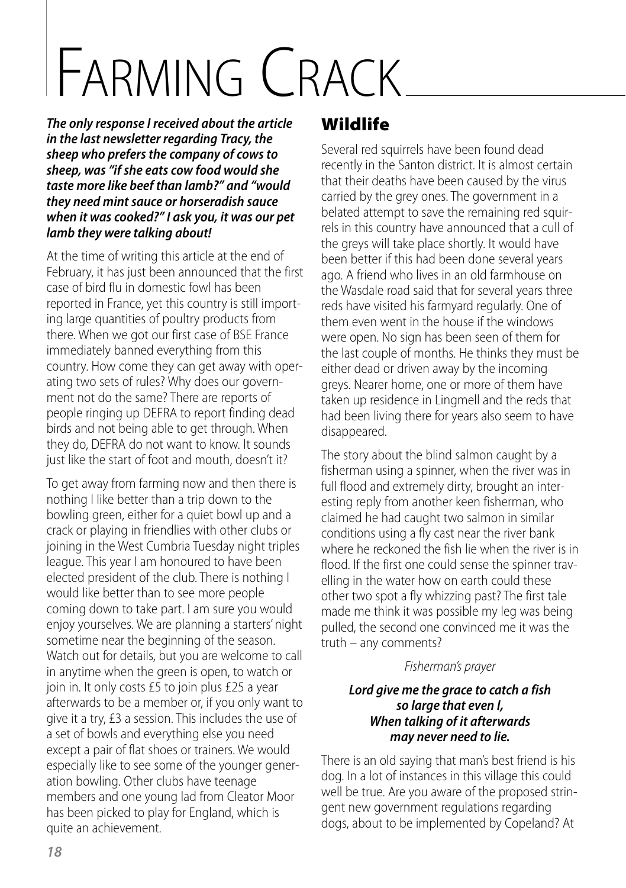# Farming Crack

***The only response I received about the article in the last newsletter regarding Tracy, the sheep who prefers the company of cows to sheep, was "if she eats cow food would she taste more like beef than lamb?" and "would they need mint sauce or horseradish sauce when it was cooked?" I ask you, it was our pet lamb they were talking about!***

At the time of writing this article at the end of February, it has just been announced that the first case of bird flu in domestic fowl has been reported in France, yet this country is still importing large quantities of poultry products from there. When we got our first case of BSE France immediately banned everything from this country. How come they can get away with operating two sets of rules? Why does our government not do the same? There are reports of people ringing up DEFRA to report finding dead birds and not being able to get through. When they do, DEFRA do not want to know. It sounds just like the start of foot and mouth, doesn't it?

To get away from farming now and then there is nothing I like better than a trip down to the bowling green, either for a quiet bowl up and a crack or playing in friendlies with other clubs or joining in the West Cumbria Tuesday night triples league. This year I am honoured to have been elected president of the club. There is nothing I would like better than to see more people coming down to take part. I am sure you would enjoy yourselves. We are planning a starters' night sometime near the beginning of the season. Watch out for details, but you are welcome to call in anytime when the green is open, to watch or join in. It only costs £5 to join plus £25 a year afterwards to be a member or, if you only want to give it a try, £3 a session. This includes the use of a set of bowls and everything else you need except a pair of flat shoes or trainers. We would especially like to see some of the younger generation bowling. Other clubs have teenage members and one young lad from Cleator Moor has been picked to play for England, which is quite an achievement.

## Wildlife

Several red squirrels have been found dead recently in the Santon district. It is almost certain that their deaths have been caused by the virus carried by the grey ones. The government in a belated attempt to save the remaining red squirrels in this country have announced that a cull of the greys will take place shortly. It would have been better if this had been done several years ago. A friend who lives in an old farmhouse on the Wasdale road said that for several years three reds have visited his farmyard regularly. One of them even went in the house if the windows were open. No sign has been seen of them for the last couple of months. He thinks they must be either dead or driven away by the incoming greys. Nearer home, one or more of them have taken up residence in Lingmell and the reds that had been living there for years also seem to have disappeared.

The story about the blind salmon caught by a fisherman using a spinner, when the river was in full flood and extremely dirty, brought an interesting reply from another keen fisherman, who claimed he had caught two salmon in similar conditions using a fly cast near the river bank where he reckoned the fish lie when the river is in flood. If the first one could sense the spinner travelling in the water how on earth could these other two spot a fly whizzing past? The first tale made me think it was possible my leg was being pulled, the second one convinced me it was the truth – any comments?

*Fisherman's prayer*

***Lord give me the grace to catch a fish***
***so large that even I,***
***When talking of it afterwards***
***may never need to lie.***

There is an old saying that man's best friend is his dog. In a lot of instances in this village this could well be true. Are you aware of the proposed stringent new government regulations regarding dogs, about to be implemented by Copeland? At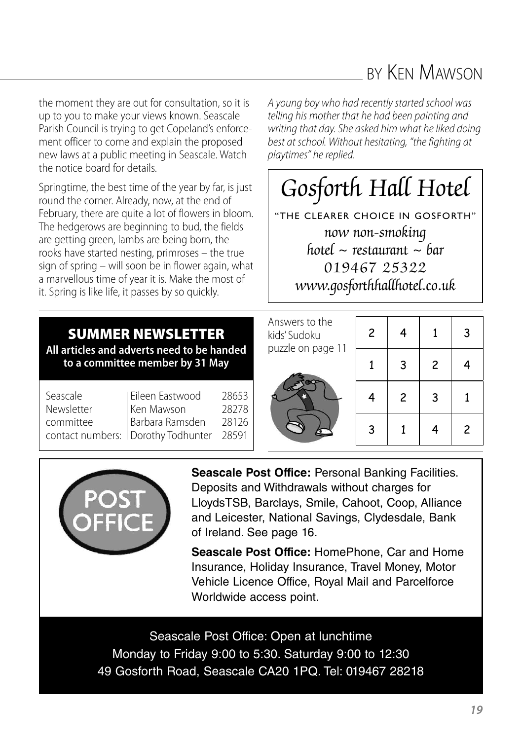BY KEN MAWSON

the moment they are out for consultation, so it is up to you to make your views known. Seascale Parish Council is trying to get Copeland's enforcement officer to come and explain the proposed new laws at a public meeting in Seascale. Watch the notice board for details.

Springtime, the best time of the year by far, is just round the corner. Already, now, at the end of February, there are quite a lot of flowers in bloom. The hedgerows are beginning to bud, the fields are getting green, lambs are being born, the rooks have started nesting, primroses – the true sign of spring – will soon be in flower again, what a marvellous time of year it is. Make the most of it. Spring is like life, it passes by so quickly.

*A young boy who had recently started school was telling his mother that he had been painting and writing that day. She asked him what he liked doing best at school. Without hesitating, "the fighting at playtimes" he replied.*

## Gosforth Hall Hotel

"THE CLEARER CHOICE IN GOSFORTH"

*now non-smoking*

*hotel ~ restaurant ~ bar*

*019467 25322*

*www.gosforthhallhotel.co.uk*

## SUMMER NEWSLETTER

**All articles and adverts need to be handed to a committee member by 31 May**

| Seascale Newsletter committee contact numbers: | | |
|---|---|---|
| | Eileen Eastwood | 28653 |
| | Ken Mawson | 28278 |
| | Barbara Ramsden | 28126 |
| | Dorothy Todhunter | 28591 |

Answers to the kids' Sudoku puzzle on page 11

| | | | |
|---|---|---|---|
| 2 | 4 | 1 | 3 |
| 1 | 3 | 2 | 4 |
| 4 | 2 | 3 | 1 |
| 3 | 1 | 4 | 2 |

POST OFFICE

**Seascale Post Office:** Personal Banking Facilities. Deposits and Withdrawals without charges for LloydsTSB, Barclays, Smile, Cahoot, Coop, Alliance and Leicester, National Savings, Clydesdale, Bank of Ireland. See page 16.

**Seascale Post Office:** HomePhone, Car and Home Insurance, Holiday Insurance, Travel Money, Motor Vehicle Licence Office, Royal Mail and Parcelforce Worldwide access point.

Seascale Post Office: Open at lunchtime
Monday to Friday 9:00 to 5:30. Saturday 9:00 to 12:30
49 Gosforth Road, Seascale CA20 1PQ. Tel: 019467 28218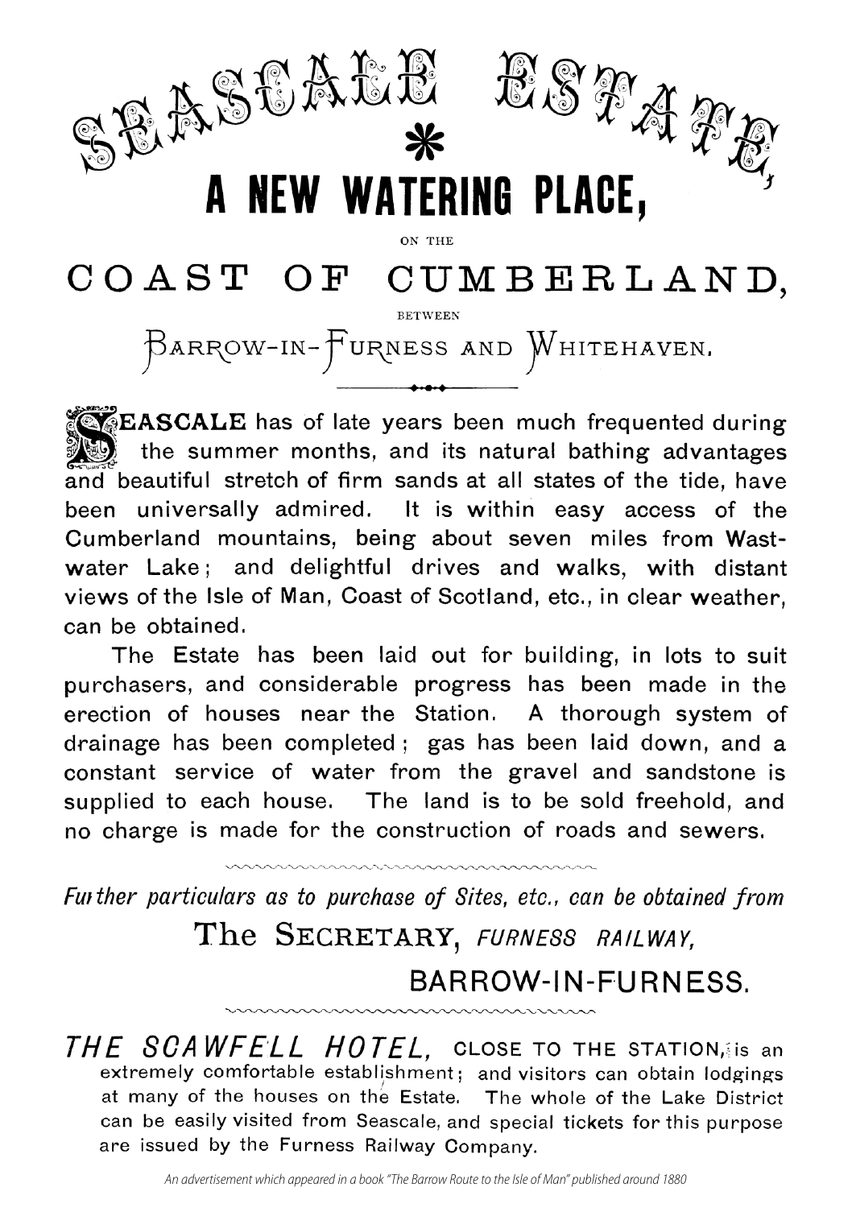# SEASCALE ESTATE,

# A NEW WATERING PLACE,

ON THE

## COAST OF CUMBERLAND,

BETWEEN

### BARROW-IN-FURNESS AND WHITEHAVEN.

**SEASCALE** has of late years been much frequented during the summer months, and its natural bathing advantages and beautiful stretch of firm sands at all states of the tide, have been universally admired. It is within easy access of the Cumberland mountains, being about seven miles from Wastwater Lake; and delightful drives and walks, with distant views of the Isle of Man, Coast of Scotland, etc., in clear weather, can be obtained.

The Estate has been laid out for building, in lots to suit purchasers, and considerable progress has been made in the erection of houses near the Station. A thorough system of drainage has been completed; gas has been laid down, and a constant service of water from the gravel and sandstone is supplied to each house. The land is to be sold freehold, and no charge is made for the construction of roads and sewers.

*Further particulars as to purchase of Sites, etc., can be obtained from*

The SECRETARY, *FURNESS RAILWAY,*

BARROW-IN-FURNESS.

*THE SCAWFELL HOTEL,* CLOSE TO THE STATION, is an extremely comfortable establishment; and visitors can obtain lodgings at many of the houses on the Estate. The whole of the Lake District can be easily visited from Seascale, and special tickets for this purpose are issued by the Furness Railway Company.

*An advertisement which appeared in a book "The Barrow Route to the Isle of Man" published around 1880*